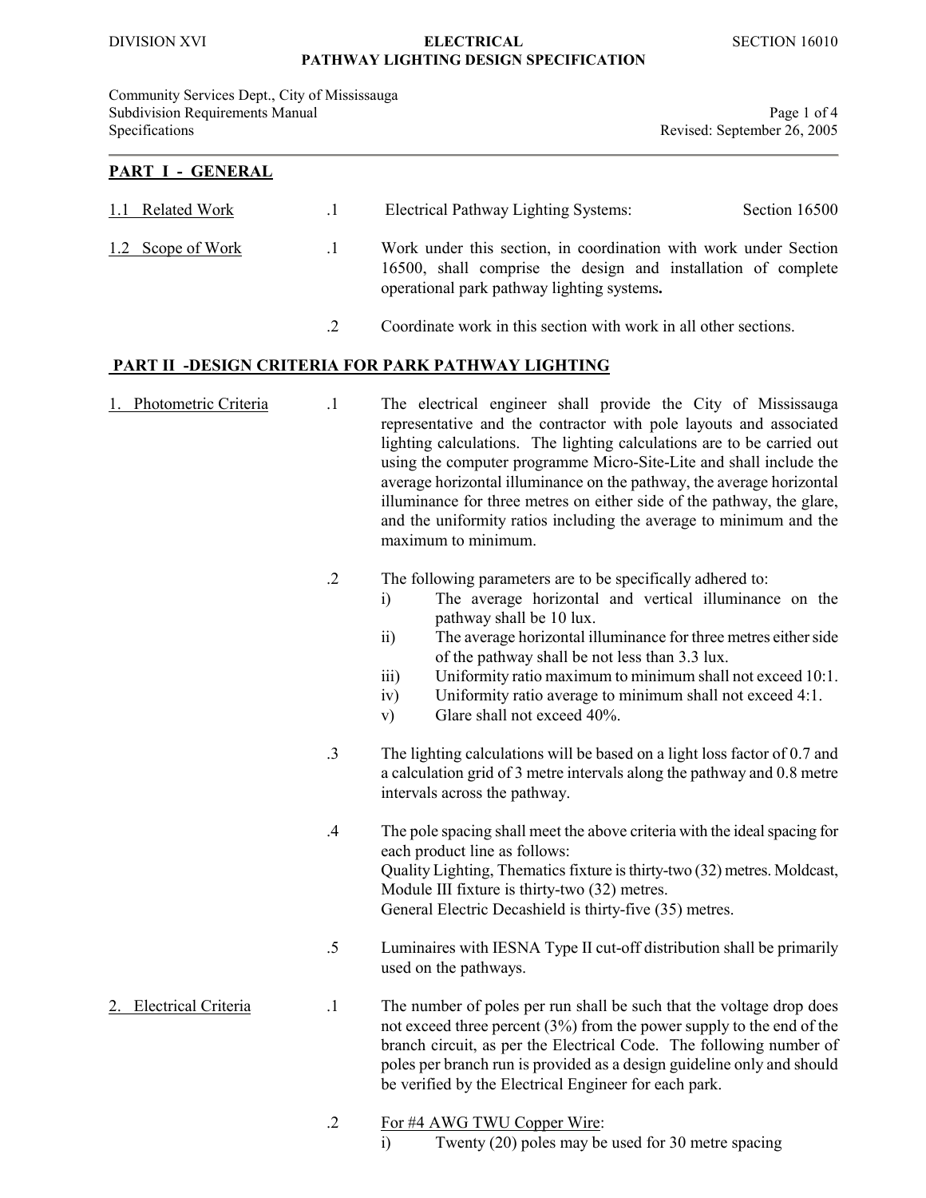# DIVISION XVI — ELECTRICAL — SECTION 16010

## PATHWAY LIGHTING DESIGN SPECIFICATION

Community Services Dept., City of Mississauga
Subdivision Requirements Manual
Specifications
Revised: September 26, 2005

## PART I - GENERAL

**1.1 Related Work**

.1 Electrical Pathway Lighting Systems: Section 16500

**1.2 Scope of Work**

.1 Work under this section, in coordination with work under Section 16500, shall comprise the design and installation of complete operational park pathway lighting systems**.**

.2 Coordinate work in this section with work in all other sections.

## PART II -DESIGN CRITERIA FOR PARK PATHWAY LIGHTING

**1. Photometric Criteria**

.1 The electrical engineer shall provide the City of Mississauga representative and the contractor with pole layouts and associated lighting calculations. The lighting calculations are to be carried out using the computer programme Micro-Site-Lite and shall include the average horizontal illuminance on the pathway, the average horizontal illuminance for three metres on either side of the pathway, the glare, and the uniformity ratios including the average to minimum and the maximum to minimum.

.2 The following parameters are to be specifically adhered to:

- i) The average horizontal and vertical illuminance on the pathway shall be 10 lux.
- ii) The average horizontal illuminance for three metres either side of the pathway shall be not less than 3.3 lux.
- iii) Uniformity ratio maximum to minimum shall not exceed 10:1.
- iv) Uniformity ratio average to minimum shall not exceed 4:1.
- v) Glare shall not exceed 40%.

.3 The lighting calculations will be based on a light loss factor of 0.7 and a calculation grid of 3 metre intervals along the pathway and 0.8 metre intervals across the pathway.

.4 The pole spacing shall meet the above criteria with the ideal spacing for each product line as follows:
Quality Lighting, Thematics fixture is thirty-two (32) metres. Moldcast, Module III fixture is thirty-two (32) metres.
General Electric Decashield is thirty-five (35) metres.

.5 Luminaires with IESNA Type II cut-off distribution shall be primarily used on the pathways.

**2. Electrical Criteria**

.1 The number of poles per run shall be such that the voltage drop does not exceed three percent (3%) from the power supply to the end of the branch circuit, as per the Electrical Code. The following number of poles per branch run is provided as a design guideline only and should be verified by the Electrical Engineer for each park.

.2 For #4 AWG TWU Copper Wire:

- i) Twenty (20) poles may be used for 30 metre spacing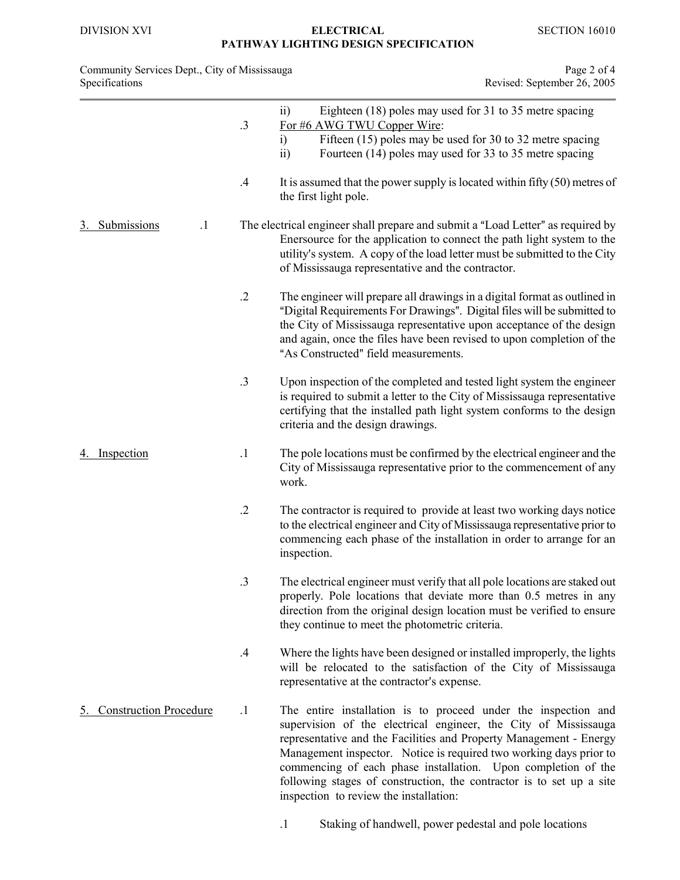ii) Eighteen (18) poles may used for 31 to 35 metre spacing

.3 For #6 AWG TWU Copper Wire:

i) Fifteen (15) poles may be used for 30 to 32 metre spacing

ii) Fourteen (14) poles may used for 33 to 35 metre spacing

.4 It is assumed that the power supply is located within fifty (50) metres of the first light pole.

## 3. Submissions

.1 The electrical engineer shall prepare and submit a "Load Letter" as required by Enersource for the application to connect the path light system to the utility's system. A copy of the load letter must be submitted to the City of Mississauga representative and the contractor.

.2 The engineer will prepare all drawings in a digital format as outlined in "Digital Requirements For Drawings". Digital files will be submitted to the City of Mississauga representative upon acceptance of the design and again, once the files have been revised to upon completion of the "As Constructed" field measurements.

.3 Upon inspection of the completed and tested light system the engineer is required to submit a letter to the City of Mississauga representative certifying that the installed path light system conforms to the design criteria and the design drawings.

## 4. Inspection

.1 The pole locations must be confirmed by the electrical engineer and the City of Mississauga representative prior to the commencement of any work.

.2 The contractor is required to provide at least two working days notice to the electrical engineer and City of Mississauga representative prior to commencing each phase of the installation in order to arrange for an inspection.

.3 The electrical engineer must verify that all pole locations are staked out properly. Pole locations that deviate more than 0.5 metres in any direction from the original design location must be verified to ensure they continue to meet the photometric criteria.

.4 Where the lights have been designed or installed improperly, the lights will be relocated to the satisfaction of the City of Mississauga representative at the contractor's expense.

## 5. Construction Procedure

.1 The entire installation is to proceed under the inspection and supervision of the electrical engineer, the City of Mississauga representative and the Facilities and Property Management - Energy Management inspector. Notice is required two working days prior to commencing of each phase installation. Upon completion of the following stages of construction, the contractor is to set up a site inspection to review the installation:

.1 Staking of handwell, power pedestal and pole locations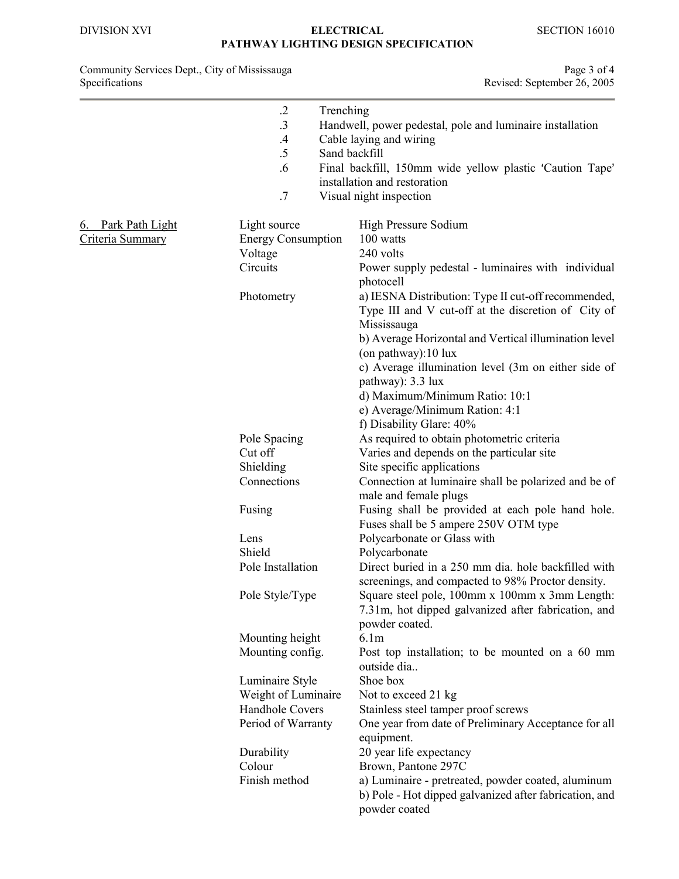.2 Trenching
.3 Handwell, power pedestal, pole and luminaire installation
.4 Cable laying and wiring
.5 Sand backfill
.6 Final backfill, 150mm wide yellow plastic 'Caution Tape' installation and restoration
.7 Visual night inspection

## 6. Park Path Light Criteria Summary

| | |
|---|---|
| Light source | High Pressure Sodium |
| Energy Consumption | 100 watts |
| Voltage | 240 volts |
| Circuits | Power supply pedestal - luminaires with individual photocell |
| Photometry | a) IESNA Distribution: Type II cut-off recommended, Type III and V cut-off at the discretion of City of Mississauga<br>b) Average Horizontal and Vertical illumination level (on pathway):10 lux<br>c) Average illumination level (3m on either side of pathway): 3.3 lux<br>d) Maximum/Minimum Ratio: 10:1<br>e) Average/Minimum Ration: 4:1<br>f) Disability Glare: 40% |
| Pole Spacing | As required to obtain photometric criteria |
| Cut off | Varies and depends on the particular site |
| Shielding | Site specific applications |
| Connections | Connection at luminaire shall be polarized and be of male and female plugs |
| Fusing | Fusing shall be provided at each pole hand hole. Fuses shall be 5 ampere 250V OTM type |
| Lens | Polycarbonate or Glass with |
| Shield | Polycarbonate |
| Pole Installation | Direct buried in a 250 mm dia. hole backfilled with screenings, and compacted to 98% Proctor density. |
| Pole Style/Type | Square steel pole, 100mm x 100mm x 3mm Length: 7.31m, hot dipped galvanized after fabrication, and powder coated. |
| Mounting height | 6.1m |
| Mounting config. | Post top installation; to be mounted on a 60 mm outside dia.. |
| Luminaire Style | Shoe box |
| Weight of Luminaire | Not to exceed 21 kg |
| Handhole Covers | Stainless steel tamper proof screws |
| Period of Warranty | One year from date of Preliminary Acceptance for all equipment. |
| Durability | 20 year life expectancy |
| Colour | Brown, Pantone 297C |
| Finish method | a) Luminaire - pretreated, powder coated, aluminum<br>b) Pole - Hot dipped galvanized after fabrication, and powder coated |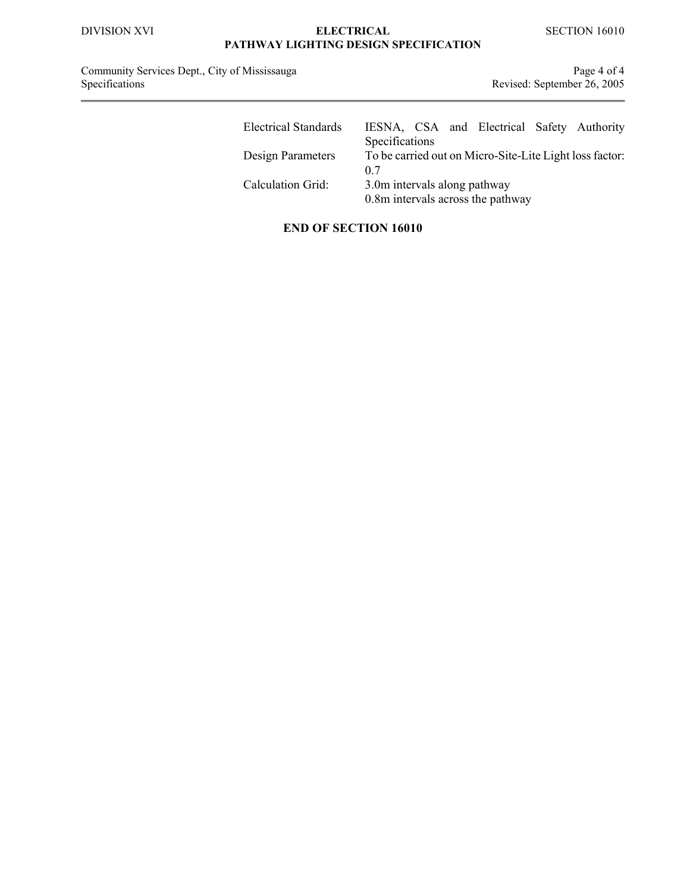| | |
|---|---|
| Electrical Standards | IESNA, CSA and Electrical Safety Authority Specifications |
| Design Parameters | To be carried out on Micro-Site-Lite Light loss factor: 0.7 |
| Calculation Grid: | 3.0m intervals along pathway<br>0.8m intervals across the pathway |

**END OF SECTION 16010**